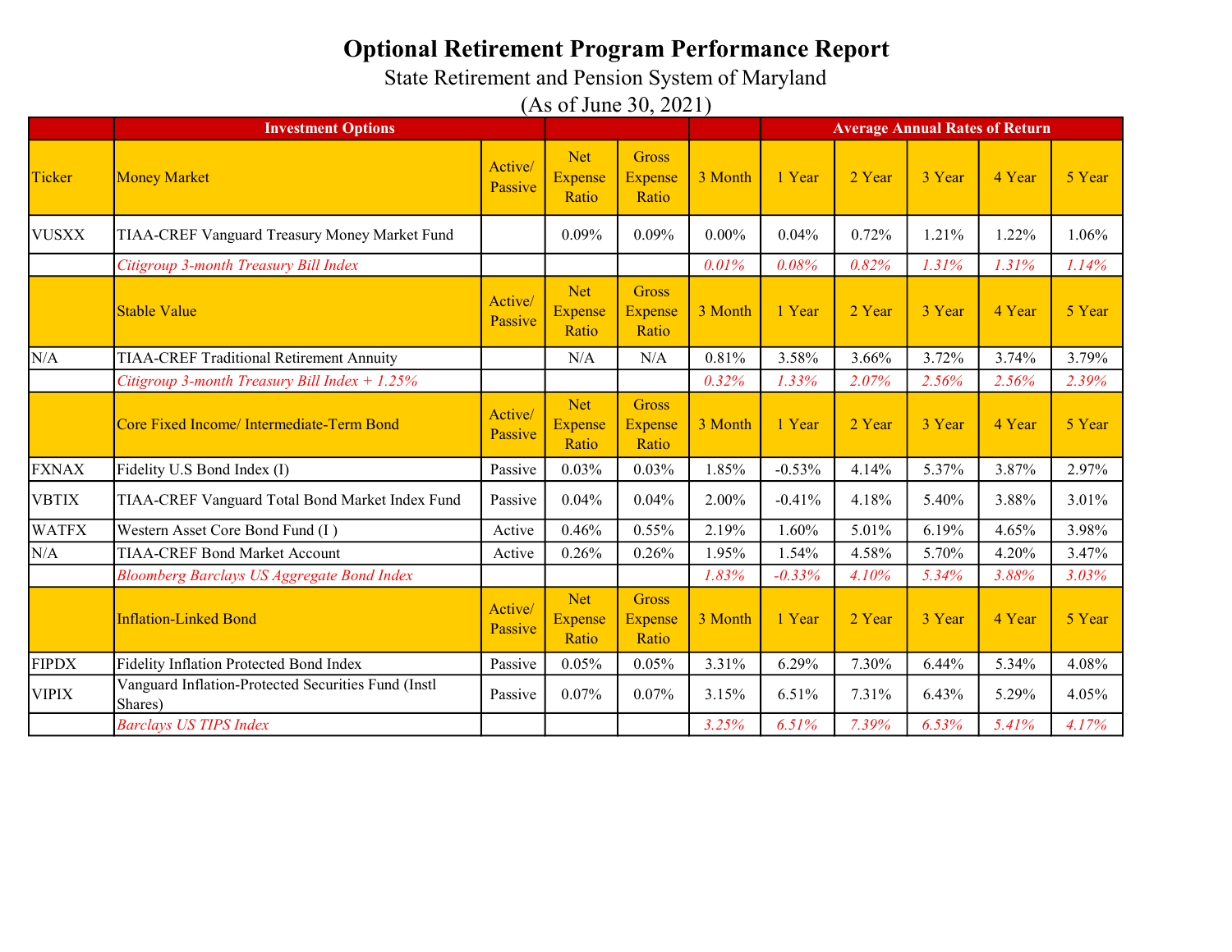# Optional Retirement Program Performance Report

State Retirement and Pension System of Maryland

(As of June 30, 2021)

| | Investment Options | | | | | Average Annual Rates of Return | | | | |
|---|---|---|---|---|---|---|---|---|---|---|
| Ticker | Money Market | Active/ Passive | Net Expense Ratio | Gross Expense Ratio | 3 Month | 1 Year | 2 Year | 3 Year | 4 Year | 5 Year |
| VUSXX | TIAA-CREF Vanguard Treasury Money Market Fund | | 0.09% | 0.09% | 0.00% | 0.04% | 0.72% | 1.21% | 1.22% | 1.06% |
| | *Citigroup 3-month Treasury Bill Index* | | | | *0.01%* | *0.08%* | *0.82%* | *1.31%* | *1.31%* | *1.14%* |
| | Stable Value | Active/ Passive | Net Expense Ratio | Gross Expense Ratio | 3 Month | 1 Year | 2 Year | 3 Year | 4 Year | 5 Year |
| N/A | TIAA-CREF Traditional Retirement Annuity | | N/A | N/A | 0.81% | 3.58% | 3.66% | 3.72% | 3.74% | 3.79% |
| | *Citigroup 3-month Treasury Bill Index + 1.25%* | | | | *0.32%* | *1.33%* | *2.07%* | *2.56%* | *2.56%* | *2.39%* |
| | Core Fixed Income/ Intermediate-Term Bond | Active/ Passive | Net Expense Ratio | Gross Expense Ratio | 3 Month | 1 Year | 2 Year | 3 Year | 4 Year | 5 Year |
| FXNAX | Fidelity U.S Bond Index (I) | Passive | 0.03% | 0.03% | 1.85% | -0.53% | 4.14% | 5.37% | 3.87% | 2.97% |
| VBTIX | TIAA-CREF Vanguard Total Bond Market Index Fund | Passive | 0.04% | 0.04% | 2.00% | -0.41% | 4.18% | 5.40% | 3.88% | 3.01% |
| WATFX | Western Asset Core Bond Fund (I ) | Active | 0.46% | 0.55% | 2.19% | 1.60% | 5.01% | 6.19% | 4.65% | 3.98% |
| N/A | TIAA-CREF Bond Market Account | Active | 0.26% | 0.26% | 1.95% | 1.54% | 4.58% | 5.70% | 4.20% | 3.47% |
| | *Bloomberg Barclays US Aggregate Bond Index* | | | | *1.83%* | *-0.33%* | *4.10%* | *5.34%* | *3.88%* | *3.03%* |
| | Inflation-Linked Bond | Active/ Passive | Net Expense Ratio | Gross Expense Ratio | 3 Month | 1 Year | 2 Year | 3 Year | 4 Year | 5 Year |
| FIPDX | Fidelity Inflation Protected Bond Index | Passive | 0.05% | 0.05% | 3.31% | 6.29% | 7.30% | 6.44% | 5.34% | 4.08% |
| VIPIX | Vanguard Inflation-Protected Securities Fund (Instl Shares) | Passive | 0.07% | 0.07% | 3.15% | 6.51% | 7.31% | 6.43% | 5.29% | 4.05% |
| | *Barclays US TIPS Index* | | | | *3.25%* | *6.51%* | *7.39%* | *6.53%* | *5.41%* | *4.17%* |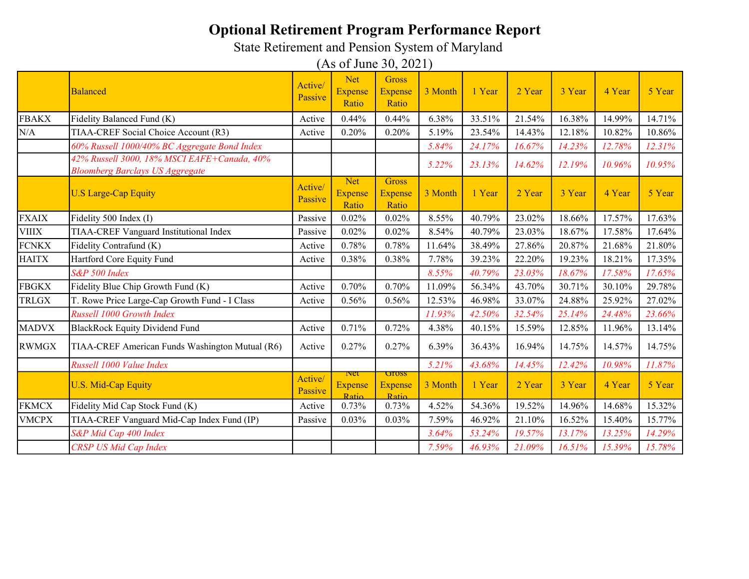# Optional Retirement Program Performance Report

State Retirement and Pension System of Maryland

(As of June 30, 2021)

| | Balanced | Active/ Passive | Net Expense Ratio | Gross Expense Ratio | 3 Month | 1 Year | 2 Year | 3 Year | 4 Year | 5 Year |
|---|---|---|---|---|---|---|---|---|---|---|
| FBAKX | Fidelity Balanced Fund (K) | Active | 0.44% | 0.44% | 6.38% | 33.51% | 21.54% | 16.38% | 14.99% | 14.71% |
| N/A | TIAA-CREF Social Choice Account (R3) | Active | 0.20% | 0.20% | 5.19% | 23.54% | 14.43% | 12.18% | 10.82% | 10.86% |
| | *60% Russell 1000/40% BC Aggregate Bond Index* | | | | *5.84%* | *24.17%* | *16.67%* | *14.23%* | *12.78%* | *12.31%* |
| | *42% Russell 3000, 18% MSCI EAFE+Canada, 40% Bloomberg Barclays US Aggregate* | | | | *5.22%* | *23.13%* | *14.62%* | *12.19%* | *10.96%* | *10.95%* |
| | **U.S Large-Cap Equity** | **Active/ Passive** | **Net Expense Ratio** | **Gross Expense Ratio** | **3 Month** | **1 Year** | **2 Year** | **3 Year** | **4 Year** | **5 Year** |
| FXAIX | Fidelity 500 Index (I) | Passive | 0.02% | 0.02% | 8.55% | 40.79% | 23.02% | 18.66% | 17.57% | 17.63% |
| VIIIX | TIAA-CREF Vanguard Institutional Index | Passive | 0.02% | 0.02% | 8.54% | 40.79% | 23.03% | 18.67% | 17.58% | 17.64% |
| FCNKX | Fidelity Contrafund (K) | Active | 0.78% | 0.78% | 11.64% | 38.49% | 27.86% | 20.87% | 21.68% | 21.80% |
| HAITX | Hartford Core Equity Fund | Active | 0.38% | 0.38% | 7.78% | 39.23% | 22.20% | 19.23% | 18.21% | 17.35% |
| | *S&P 500 Index* | | | | *8.55%* | *40.79%* | *23.03%* | *18.67%* | *17.58%* | *17.65%* |
| FBGKX | Fidelity Blue Chip Growth Fund (K) | Active | 0.70% | 0.70% | 11.09% | 56.34% | 43.70% | 30.71% | 30.10% | 29.78% |
| TRLGX | T. Rowe Price Large-Cap Growth Fund - I Class | Active | 0.56% | 0.56% | 12.53% | 46.98% | 33.07% | 24.88% | 25.92% | 27.02% |
| | *Russell 1000 Growth Index* | | | | *11.93%* | *42.50%* | *32.54%* | *25.14%* | *24.48%* | *23.66%* |
| MADVX | BlackRock Equity Dividend Fund | Active | 0.71% | 0.72% | 4.38% | 40.15% | 15.59% | 12.85% | 11.96% | 13.14% |
| RWMGX | TIAA-CREF American Funds Washington Mutual (R6) | Active | 0.27% | 0.27% | 6.39% | 36.43% | 16.94% | 14.75% | 14.57% | 14.75% |
| | *Russell 1000 Value Index* | | | | *5.21%* | *43.68%* | *14.45%* | *12.42%* | *10.98%* | *11.87%* |
| | **U.S. Mid-Cap Equity** | **Active/ Passive** | **Net Expense Ratio** | **Gross Expense Ratio** | **3 Month** | **1 Year** | **2 Year** | **3 Year** | **4 Year** | **5 Year** |
| FKMCX | Fidelity Mid Cap Stock Fund (K) | Active | 0.73% | 0.73% | 4.52% | 54.36% | 19.52% | 14.96% | 14.68% | 15.32% |
| VMCPX | TIAA-CREF Vanguard Mid-Cap Index Fund (IP) | Passive | 0.03% | 0.03% | 7.59% | 46.92% | 21.10% | 16.52% | 15.40% | 15.77% |
| | *S&P Mid Cap 400 Index* | | | | *3.64%* | *53.24%* | *19.57%* | *13.17%* | *13.25%* | *14.29%* |
| | *CRSP US Mid Cap Index* | | | | *7.59%* | *46.93%* | *21.09%* | *16.51%* | *15.39%* | *15.78%* |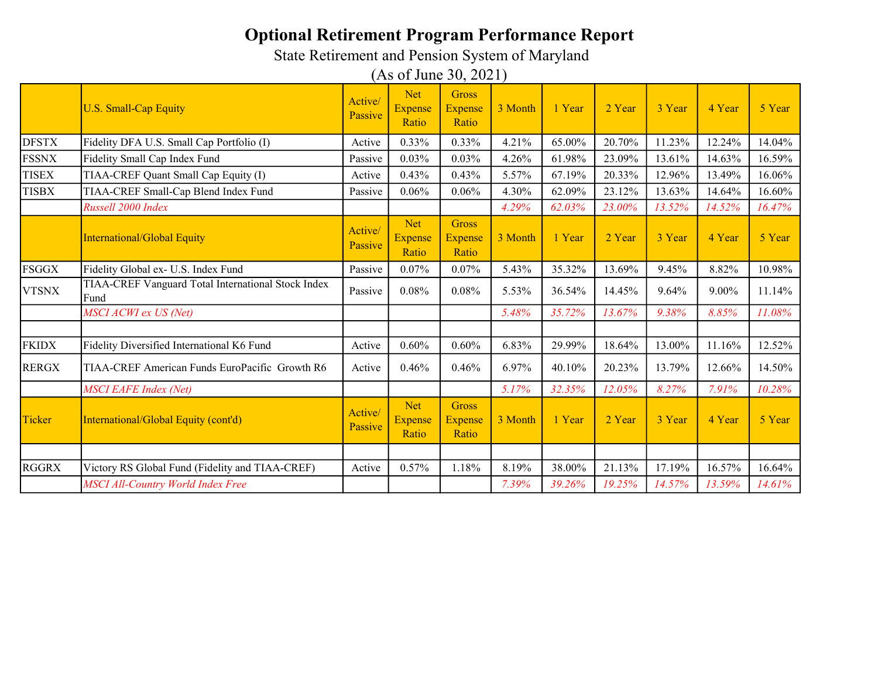# Optional Retirement Program Performance Report

State Retirement and Pension System of Maryland

(As of June 30, 2021)

| | U.S. Small-Cap Equity | Active/ Passive | Net Expense Ratio | Gross Expense Ratio | 3 Month | 1 Year | 2 Year | 3 Year | 4 Year | 5 Year |
|---|---|---|---|---|---|---|---|---|---|---|
| DFSTX | Fidelity DFA U.S. Small Cap Portfolio (I) | Active | 0.33% | 0.33% | 4.21% | 65.00% | 20.70% | 11.23% | 12.24% | 14.04% |
| FSSNX | Fidelity Small Cap Index Fund | Passive | 0.03% | 0.03% | 4.26% | 61.98% | 23.09% | 13.61% | 14.63% | 16.59% |
| TISEX | TIAA-CREF Quant Small Cap Equity (I) | Active | 0.43% | 0.43% | 5.57% | 67.19% | 20.33% | 12.96% | 13.49% | 16.06% |
| TISBX | TIAA-CREF Small-Cap Blend Index Fund | Passive | 0.06% | 0.06% | 4.30% | 62.09% | 23.12% | 13.63% | 14.64% | 16.60% |
| | *Russell 2000 Index* | | | | *4.29%* | *62.03%* | *23.00%* | *13.52%* | *14.52%* | *16.47%* |
| | International/Global Equity | Active/ Passive | Net Expense Ratio | Gross Expense Ratio | 3 Month | 1 Year | 2 Year | 3 Year | 4 Year | 5 Year |
| FSGGX | Fidelity Global ex- U.S. Index Fund | Passive | 0.07% | 0.07% | 5.43% | 35.32% | 13.69% | 9.45% | 8.82% | 10.98% |
| VTSNX | TIAA-CREF Vanguard Total International Stock Index Fund | Passive | 0.08% | 0.08% | 5.53% | 36.54% | 14.45% | 9.64% | 9.00% | 11.14% |
| | *MSCI ACWI ex US (Net)* | | | | *5.48%* | *35.72%* | *13.67%* | *9.38%* | *8.85%* | *11.08%* |
| | | | | | | | | | | |
| FKIDX | Fidelity Diversified International K6 Fund | Active | 0.60% | 0.60% | 6.83% | 29.99% | 18.64% | 13.00% | 11.16% | 12.52% |
| RERGX | TIAA-CREF American Funds EuroPacific Growth R6 | Active | 0.46% | 0.46% | 6.97% | 40.10% | 20.23% | 13.79% | 12.66% | 14.50% |
| | *MSCI EAFE Index (Net)* | | | | *5.17%* | *32.35%* | *12.05%* | *8.27%* | *7.91%* | *10.28%* |
| Ticker | International/Global Equity (cont'd) | Active/ Passive | Net Expense Ratio | Gross Expense Ratio | 3 Month | 1 Year | 2 Year | 3 Year | 4 Year | 5 Year |
| | | | | | | | | | | |
| RGGRX | Victory RS Global Fund (Fidelity and TIAA-CREF) | Active | 0.57% | 1.18% | 8.19% | 38.00% | 21.13% | 17.19% | 16.57% | 16.64% |
| | *MSCI All-Country World Index Free* | | | | *7.39%* | *39.26%* | *19.25%* | *14.57%* | *13.59%* | *14.61%* |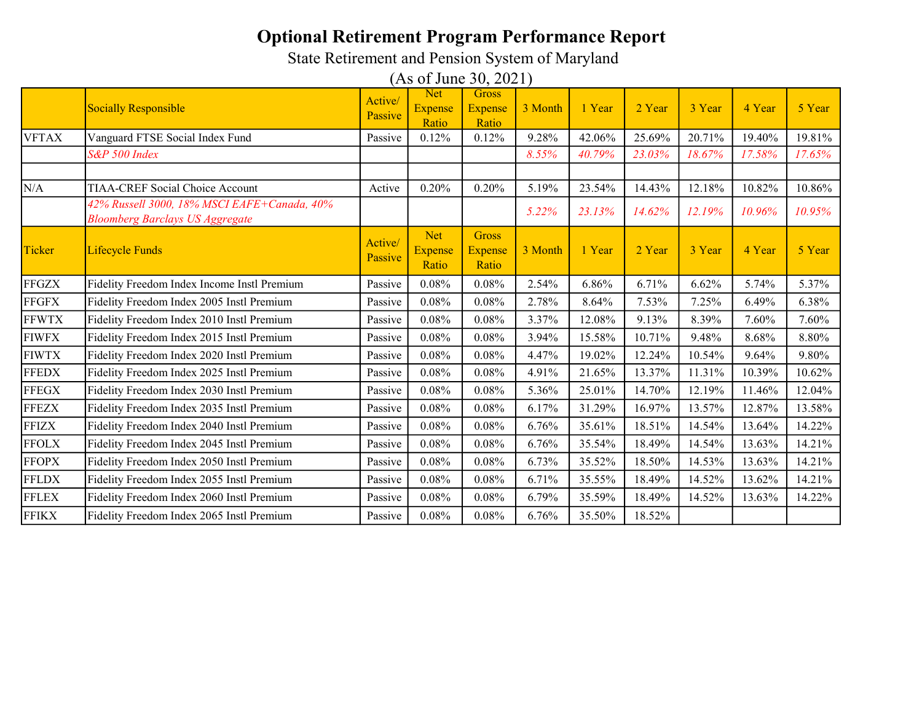# Optional Retirement Program Performance Report

State Retirement and Pension System of Maryland

(As of June 30, 2021)

| | Socially Responsible | Active/ Passive | Net Expense Ratio | Gross Expense Ratio | 3 Month | 1 Year | 2 Year | 3 Year | 4 Year | 5 Year |
|---|---|---|---|---|---|---|---|---|---|---|
| VFTAX | Vanguard FTSE Social Index Fund | Passive | 0.12% | 0.12% | 9.28% | 42.06% | 25.69% | 20.71% | 19.40% | 19.81% |
| | *S&P 500 Index* | | | | *8.55%* | *40.79%* | *23.03%* | *18.67%* | *17.58%* | *17.65%* |
| | | | | | | | | | | |
| N/A | TIAA-CREF Social Choice Account | Active | 0.20% | 0.20% | 5.19% | 23.54% | 14.43% | 12.18% | 10.82% | 10.86% |
| | *42% Russell 3000, 18% MSCI EAFE+Canada, 40% Bloomberg Barclays US Aggregate* | | | | *5.22%* | *23.13%* | *14.62%* | *12.19%* | *10.96%* | *10.95%* |
| **Ticker** | **Lifecycle Funds** | **Active/ Passive** | **Net Expense Ratio** | **Gross Expense Ratio** | **3 Month** | **1 Year** | **2 Year** | **3 Year** | **4 Year** | **5 Year** |
| FFGZX | Fidelity Freedom Index Income Instl Premium | Passive | 0.08% | 0.08% | 2.54% | 6.86% | 6.71% | 6.62% | 5.74% | 5.37% |
| FFGFX | Fidelity Freedom Index 2005 Instl Premium | Passive | 0.08% | 0.08% | 2.78% | 8.64% | 7.53% | 7.25% | 6.49% | 6.38% |
| FFWTX | Fidelity Freedom Index 2010 Instl Premium | Passive | 0.08% | 0.08% | 3.37% | 12.08% | 9.13% | 8.39% | 7.60% | 7.60% |
| FIWFX | Fidelity Freedom Index 2015 Instl Premium | Passive | 0.08% | 0.08% | 3.94% | 15.58% | 10.71% | 9.48% | 8.68% | 8.80% |
| FIWTX | Fidelity Freedom Index 2020 Instl Premium | Passive | 0.08% | 0.08% | 4.47% | 19.02% | 12.24% | 10.54% | 9.64% | 9.80% |
| FFEDX | Fidelity Freedom Index 2025 Instl Premium | Passive | 0.08% | 0.08% | 4.91% | 21.65% | 13.37% | 11.31% | 10.39% | 10.62% |
| FFEGX | Fidelity Freedom Index 2030 Instl Premium | Passive | 0.08% | 0.08% | 5.36% | 25.01% | 14.70% | 12.19% | 11.46% | 12.04% |
| FFEZX | Fidelity Freedom Index 2035 Instl Premium | Passive | 0.08% | 0.08% | 6.17% | 31.29% | 16.97% | 13.57% | 12.87% | 13.58% |
| FFIZX | Fidelity Freedom Index 2040 Instl Premium | Passive | 0.08% | 0.08% | 6.76% | 35.61% | 18.51% | 14.54% | 13.64% | 14.22% |
| FFOLX | Fidelity Freedom Index 2045 Instl Premium | Passive | 0.08% | 0.08% | 6.76% | 35.54% | 18.49% | 14.54% | 13.63% | 14.21% |
| FFOPX | Fidelity Freedom Index 2050 Instl Premium | Passive | 0.08% | 0.08% | 6.73% | 35.52% | 18.50% | 14.53% | 13.63% | 14.21% |
| FFLDX | Fidelity Freedom Index 2055 Instl Premium | Passive | 0.08% | 0.08% | 6.71% | 35.55% | 18.49% | 14.52% | 13.62% | 14.21% |
| FFLEX | Fidelity Freedom Index 2060 Instl Premium | Passive | 0.08% | 0.08% | 6.79% | 35.59% | 18.49% | 14.52% | 13.63% | 14.22% |
| FFIKX | Fidelity Freedom Index 2065 Instl Premium | Passive | 0.08% | 0.08% | 6.76% | 35.50% | 18.52% | | | |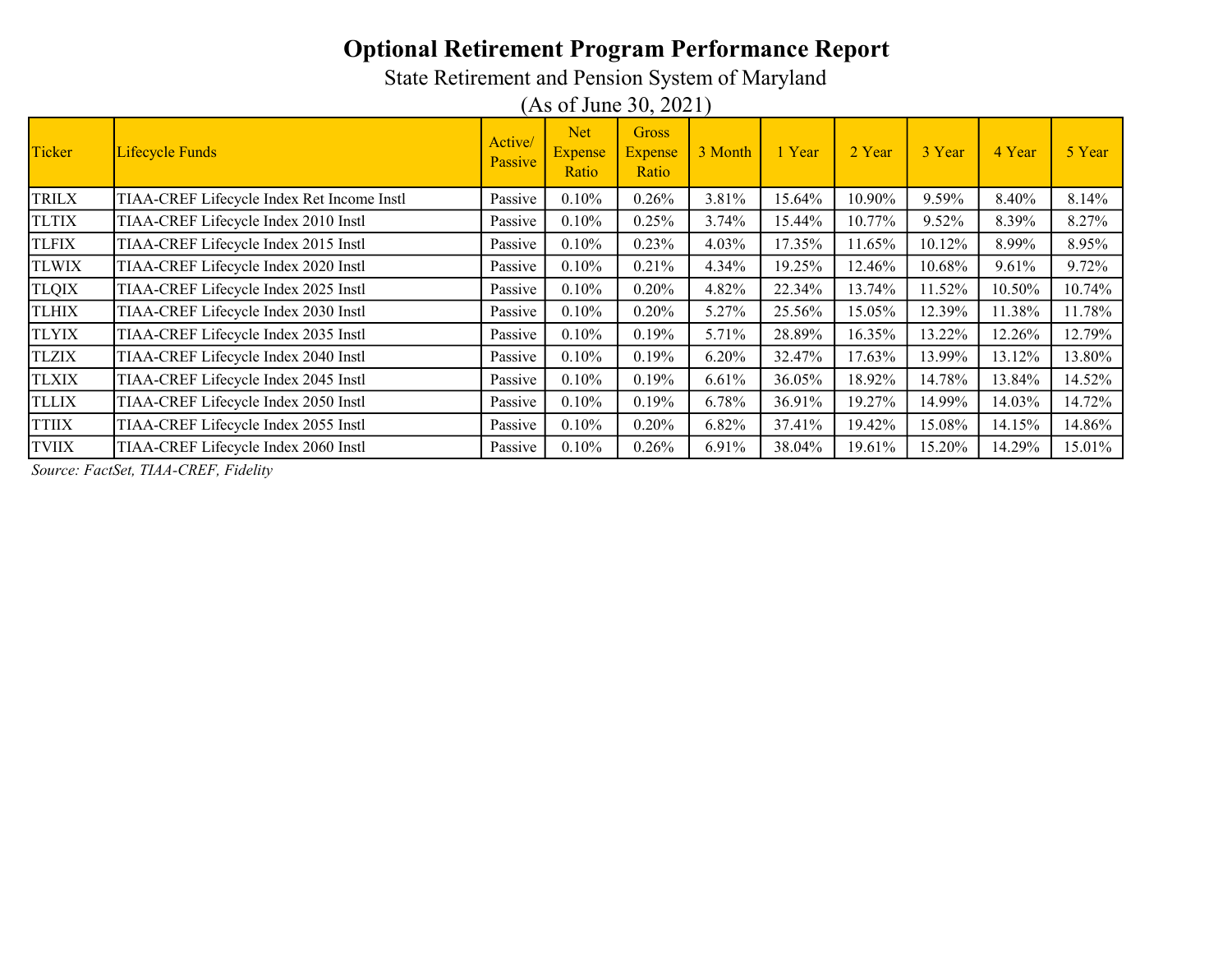# Optional Retirement Program Performance Report

State Retirement and Pension System of Maryland

(As of June 30, 2021)

| Ticker | Lifecycle Funds | Active/ Passive | Net Expense Ratio | Gross Expense Ratio | 3 Month | 1 Year | 2 Year | 3 Year | 4 Year | 5 Year |
|---|---|---|---|---|---|---|---|---|---|---|
| TRILX | TIAA-CREF Lifecycle Index Ret Income Instl | Passive | 0.10% | 0.26% | 3.81% | 15.64% | 10.90% | 9.59% | 8.40% | 8.14% |
| TLTIX | TIAA-CREF Lifecycle Index 2010 Instl | Passive | 0.10% | 0.25% | 3.74% | 15.44% | 10.77% | 9.52% | 8.39% | 8.27% |
| TLFIX | TIAA-CREF Lifecycle Index 2015 Instl | Passive | 0.10% | 0.23% | 4.03% | 17.35% | 11.65% | 10.12% | 8.99% | 8.95% |
| TLWIX | TIAA-CREF Lifecycle Index 2020 Instl | Passive | 0.10% | 0.21% | 4.34% | 19.25% | 12.46% | 10.68% | 9.61% | 9.72% |
| TLQIX | TIAA-CREF Lifecycle Index 2025 Instl | Passive | 0.10% | 0.20% | 4.82% | 22.34% | 13.74% | 11.52% | 10.50% | 10.74% |
| TLHIX | TIAA-CREF Lifecycle Index 2030 Instl | Passive | 0.10% | 0.20% | 5.27% | 25.56% | 15.05% | 12.39% | 11.38% | 11.78% |
| TLYIX | TIAA-CREF Lifecycle Index 2035 Instl | Passive | 0.10% | 0.19% | 5.71% | 28.89% | 16.35% | 13.22% | 12.26% | 12.79% |
| TLZIX | TIAA-CREF Lifecycle Index 2040 Instl | Passive | 0.10% | 0.19% | 6.20% | 32.47% | 17.63% | 13.99% | 13.12% | 13.80% |
| TLXIX | TIAA-CREF Lifecycle Index 2045 Instl | Passive | 0.10% | 0.19% | 6.61% | 36.05% | 18.92% | 14.78% | 13.84% | 14.52% |
| TLLIX | TIAA-CREF Lifecycle Index 2050 Instl | Passive | 0.10% | 0.19% | 6.78% | 36.91% | 19.27% | 14.99% | 14.03% | 14.72% |
| TTIIX | TIAA-CREF Lifecycle Index 2055 Instl | Passive | 0.10% | 0.20% | 6.82% | 37.41% | 19.42% | 15.08% | 14.15% | 14.86% |
| TVIIX | TIAA-CREF Lifecycle Index 2060 Instl | Passive | 0.10% | 0.26% | 6.91% | 38.04% | 19.61% | 15.20% | 14.29% | 15.01% |

*Source: FactSet, TIAA-CREF, Fidelity*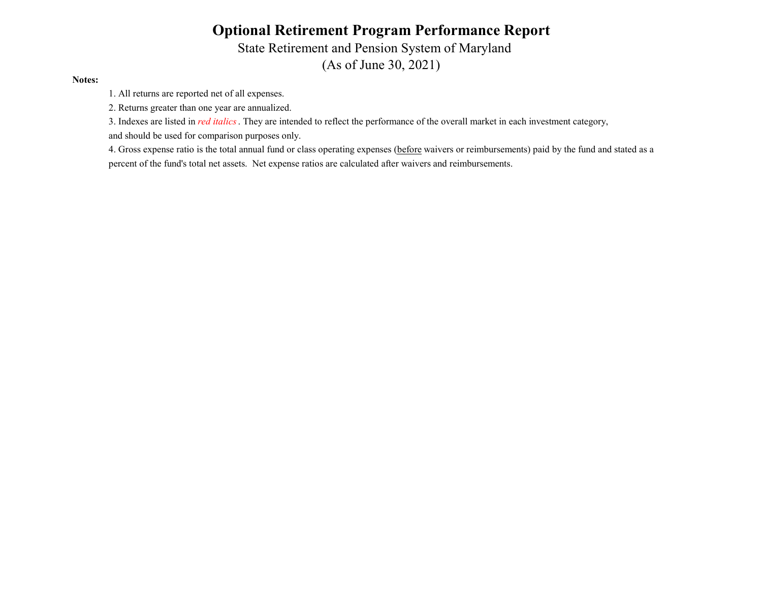# Optional Retirement Program Performance Report

State Retirement and Pension System of Maryland

(As of June 30, 2021)

**Notes:**

1. All returns are reported net of all expenses.
2. Returns greater than one year are annualized.
3. Indexes are listed in *red italics*. They are intended to reflect the performance of the overall market in each investment category, and should be used for comparison purposes only.
4. Gross expense ratio is the total annual fund or class operating expenses (<u>before</u> waivers or reimbursements) paid by the fund and stated as a percent of the fund's total net assets. Net expense ratios are calculated after waivers and reimbursements.